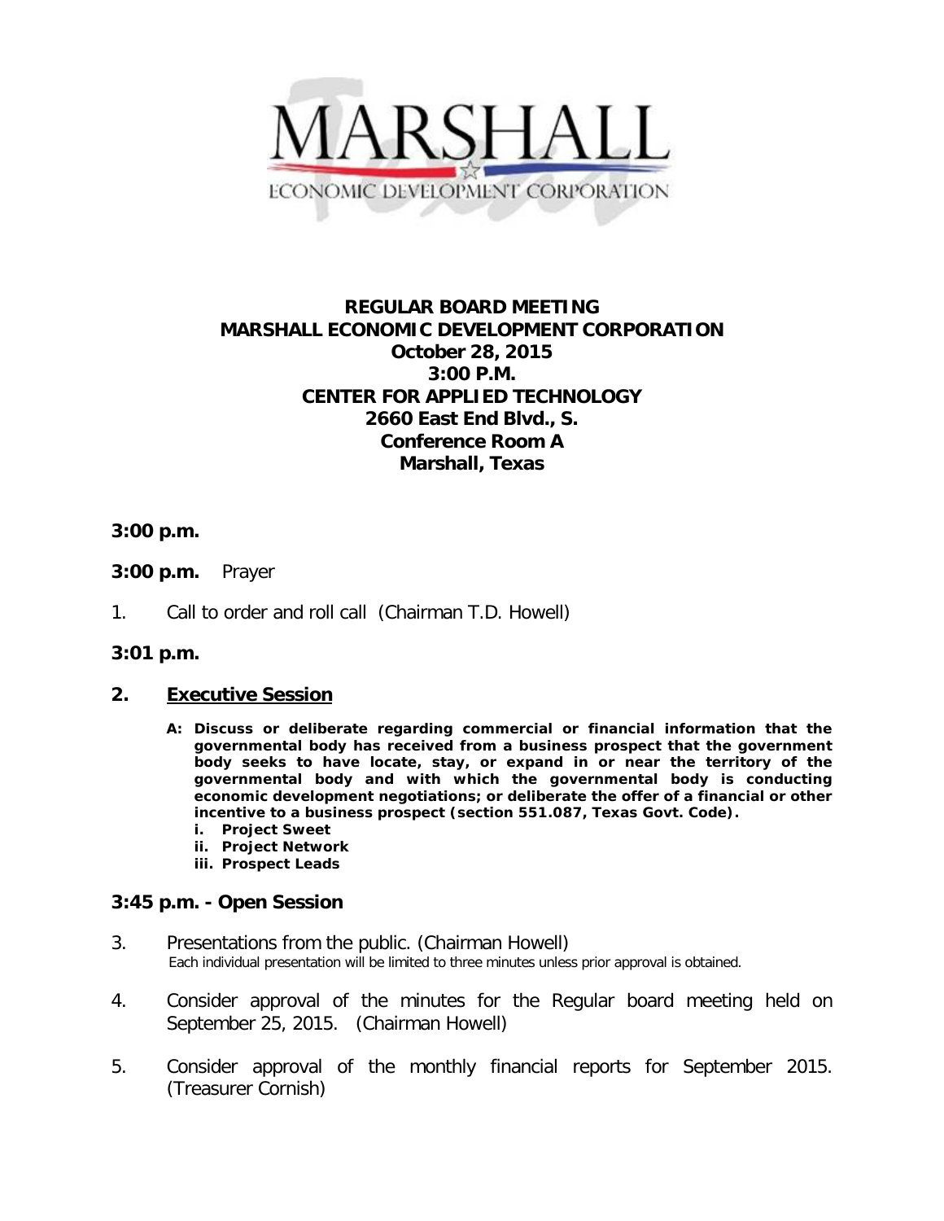MARSHALL
ECONOMIC DEVELOPMENT CORPORATION

**REGULAR BOARD MEETING**
**MARSHALL ECONOMIC DEVELOPMENT CORPORATION**
**October 28, 2015**
**3:00 P.M.**
**CENTER FOR APPLIED TECHNOLOGY**
**2660 East End Blvd., S.**
**Conference Room A**
**Marshall, Texas**

**3:00 p.m.**

**3:00 p.m.** Prayer

1. Call to order and roll call (Chairman T.D. Howell)

**3:01 p.m.**

**2. <u>Executive Session</u>**

**A: Discuss or deliberate regarding commercial or financial information that the governmental body has received from a business prospect that the government body seeks to have locate, stay, or expand in or near the territory of the governmental body and with which the governmental body is conducting economic development negotiations; or deliberate the offer of a financial or other incentive to a business prospect (section 551.087, Texas Govt. Code).**

**i. Project Sweet**
**ii. Project Network**
**iii. Prospect Leads**

**3:45 p.m. - Open Session**

3. Presentations from the public. (Chairman Howell)
   Each individual presentation will be limited to three minutes unless prior approval is obtained.

4. Consider approval of the minutes for the Regular board meeting held on September 25, 2015. (Chairman Howell)

5. Consider approval of the monthly financial reports for September 2015. (Treasurer Cornish)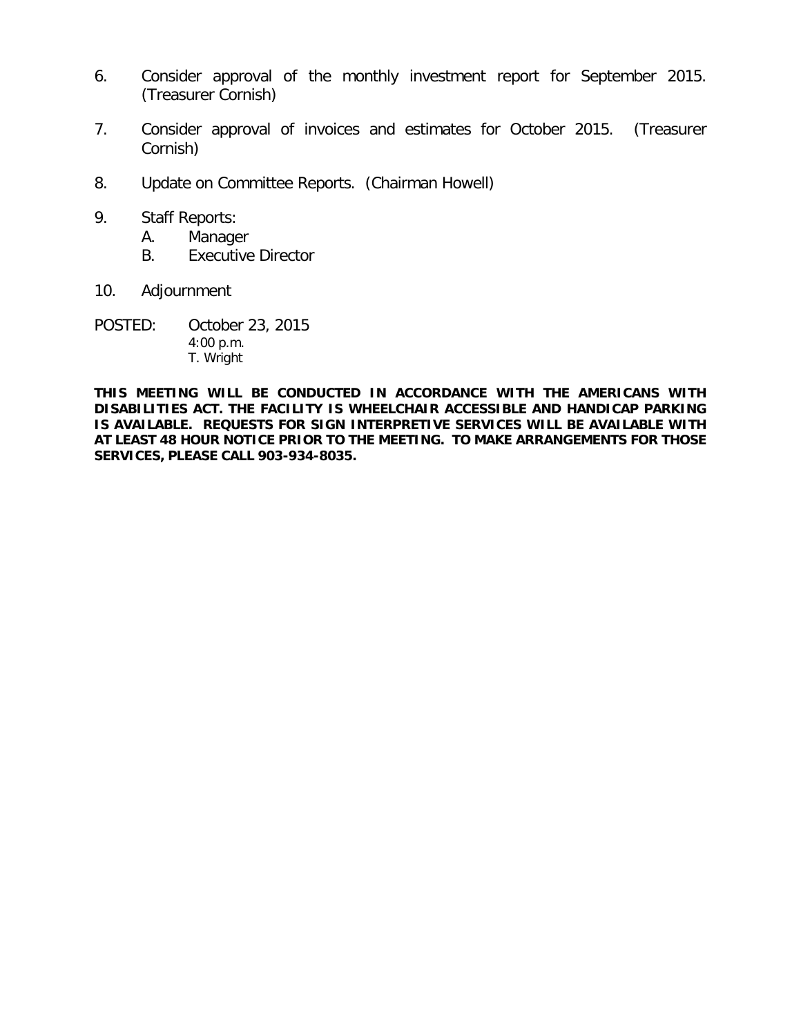6. Consider approval of the monthly investment report for September 2015. (Treasurer Cornish)

7. Consider approval of invoices and estimates for October 2015. (Treasurer Cornish)

8. Update on Committee Reports. (Chairman Howell)

9. Staff Reports:
   A. Manager
   B. Executive Director

10. Adjournment

POSTED: October 23, 2015
4:00 p.m.
T. Wright

**THIS MEETING WILL BE CONDUCTED IN ACCORDANCE WITH THE AMERICANS WITH DISABILITIES ACT. THE FACILITY IS WHEELCHAIR ACCESSIBLE AND HANDICAP PARKING IS AVAILABLE. REQUESTS FOR SIGN INTERPRETIVE SERVICES WILL BE AVAILABLE WITH AT LEAST 48 HOUR NOTICE PRIOR TO THE MEETING. TO MAKE ARRANGEMENTS FOR THOSE SERVICES, PLEASE CALL 903-934-8035.**